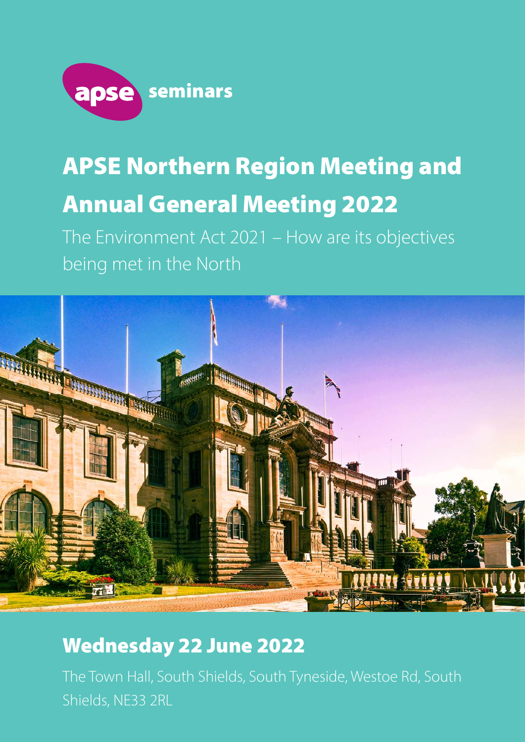apse seminars

# APSE Northern Region Meeting and Annual General Meeting 2022

The Environment Act 2021 – How are its objectives being met in the North

## Wednesday 22 June 2022

The Town Hall, South Shields, South Tyneside, Westoe Rd, South Shields, NE33 2RL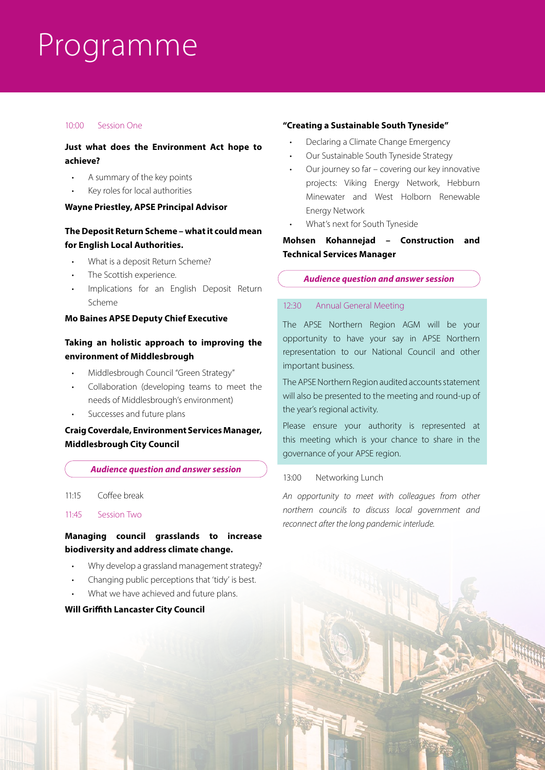# Programme

10:00 Session One

**Just what does the Environment Act hope to achieve?**

- A summary of the key points
- Key roles for local authorities

**Wayne Priestley, APSE Principal Advisor**

**The Deposit Return Scheme – what it could mean for English Local Authorities.**

- What is a deposit Return Scheme?
- The Scottish experience.
- Implications for an English Deposit Return Scheme

**Mo Baines APSE Deputy Chief Executive**

**Taking an holistic approach to improving the environment of Middlesbrough**

- Middlesbrough Council "Green Strategy"
- Collaboration (developing teams to meet the needs of Middlesbrough's environment)
- Successes and future plans

**Craig Coverdale, Environment Services Manager, Middlesbrough City Council**

***Audience question and answer session***

11:15 Coffee break

11:45 Session Two

**Managing council grasslands to increase biodiversity and address climate change.**

- Why develop a grassland management strategy?
- Changing public perceptions that 'tidy' is best.
- What we have achieved and future plans.

**Will Griffith Lancaster City Council**

**"Creating a Sustainable South Tyneside"**

- Declaring a Climate Change Emergency
- Our Sustainable South Tyneside Strategy
- Our journey so far – covering our key innovative projects: Viking Energy Network, Hebburn Minewater and West Holborn Renewable Energy Network
- What's next for South Tyneside

**Mohsen Kohannejad – Construction and Technical Services Manager**

***Audience question and answer session***

12:30 Annual General Meeting

The APSE Northern Region AGM will be your opportunity to have your say in APSE Northern representation to our National Council and other important business.

The APSE Northern Region audited accounts statement will also be presented to the meeting and round-up of the year's regional activity.

Please ensure your authority is represented at this meeting which is your chance to share in the governance of your APSE region.

13:00 Networking Lunch

*An opportunity to meet with colleagues from other northern councils to discuss local government and reconnect after the long pandemic interlude.*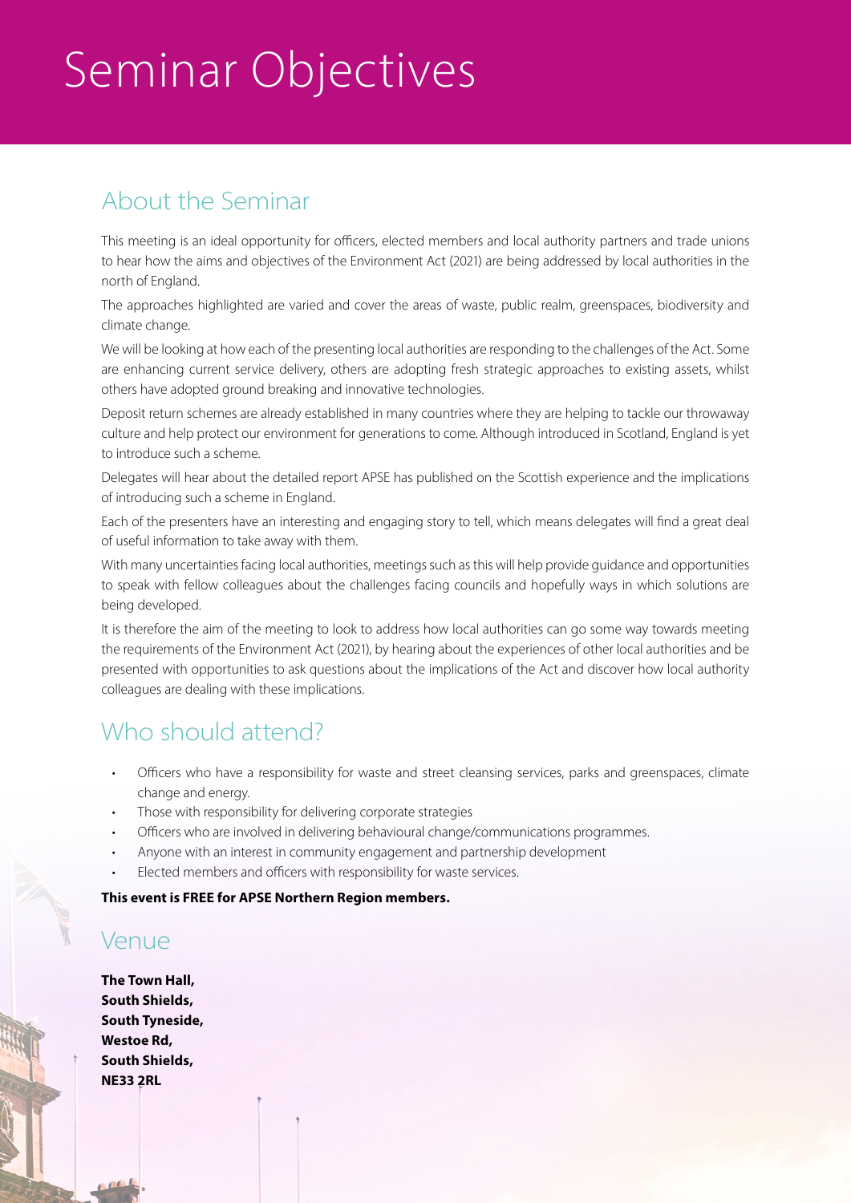# Seminar Objectives

## About the Seminar

This meeting is an ideal opportunity for officers, elected members and local authority partners and trade unions to hear how the aims and objectives of the Environment Act (2021) are being addressed by local authorities in the north of England.

The approaches highlighted are varied and cover the areas of waste, public realm, greenspaces, biodiversity and climate change.

We will be looking at how each of the presenting local authorities are responding to the challenges of the Act. Some are enhancing current service delivery, others are adopting fresh strategic approaches to existing assets, whilst others have adopted ground breaking and innovative technologies.

Deposit return schemes are already established in many countries where they are helping to tackle our throwaway culture and help protect our environment for generations to come. Although introduced in Scotland, England is yet to introduce such a scheme.

Delegates will hear about the detailed report APSE has published on the Scottish experience and the implications of introducing such a scheme in England.

Each of the presenters have an interesting and engaging story to tell, which means delegates will find a great deal of useful information to take away with them.

With many uncertainties facing local authorities, meetings such as this will help provide guidance and opportunities to speak with fellow colleagues about the challenges facing councils and hopefully ways in which solutions are being developed.

It is therefore the aim of the meeting to look to address how local authorities can go some way towards meeting the requirements of the Environment Act (2021), by hearing about the experiences of other local authorities and be presented with opportunities to ask questions about the implications of the Act and discover how local authority colleagues are dealing with these implications.

## Who should attend?

- Officers who have a responsibility for waste and street cleansing services, parks and greenspaces, climate change and energy.
- Those with responsibility for delivering corporate strategies
- Officers who are involved in delivering behavioural change/communications programmes.
- Anyone with an interest in community engagement and partnership development
- Elected members and officers with responsibility for waste services.

**This event is FREE for APSE Northern Region members.**

## Venue

**The Town Hall,**
**South Shields,**
**South Tyneside,**
**Westoe Rd,**
**South Shields,**
**NE33 2RL**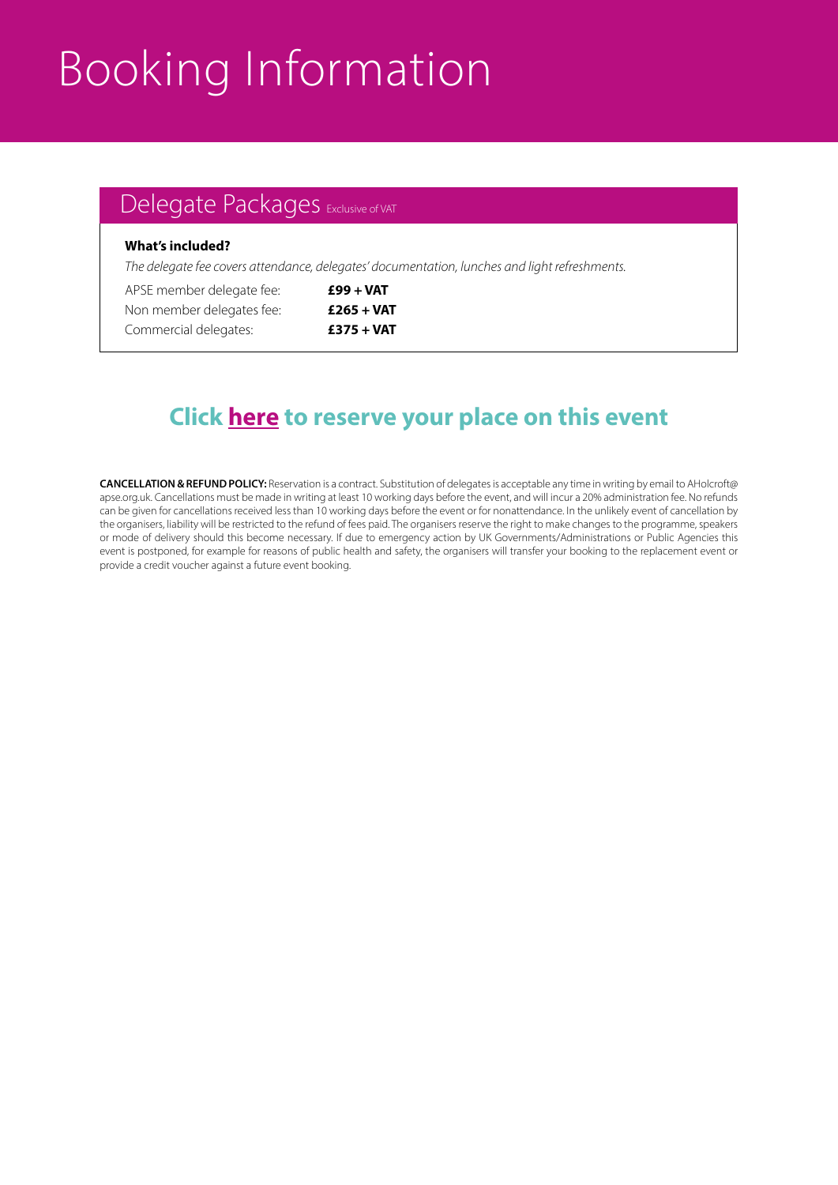# Booking Information

## Delegate Packages Exclusive of VAT

**What's included?**

*The delegate fee covers attendance, delegates' documentation, lunches and light refreshments.*

| | |
|---|---|
| APSE member delegate fee: | **£99 + VAT** |
| Non member delegates fee: | **£265 + VAT** |
| Commercial delegates: | **£375 + VAT** |

## Click here to reserve your place on this event

**CANCELLATION & REFUND POLICY:** Reservation is a contract. Substitution of delegates is acceptable any time in writing by email to AHolcroft@apse.org.uk. Cancellations must be made in writing at least 10 working days before the event, and will incur a 20% administration fee. No refunds can be given for cancellations received less than 10 working days before the event or for nonattendance. In the unlikely event of cancellation by the organisers, liability will be restricted to the refund of fees paid. The organisers reserve the right to make changes to the programme, speakers or mode of delivery should this become necessary. If due to emergency action by UK Governments/Administrations or Public Agencies this event is postponed, for example for reasons of public health and safety, the organisers will transfer your booking to the replacement event or provide a credit voucher against a future event booking.